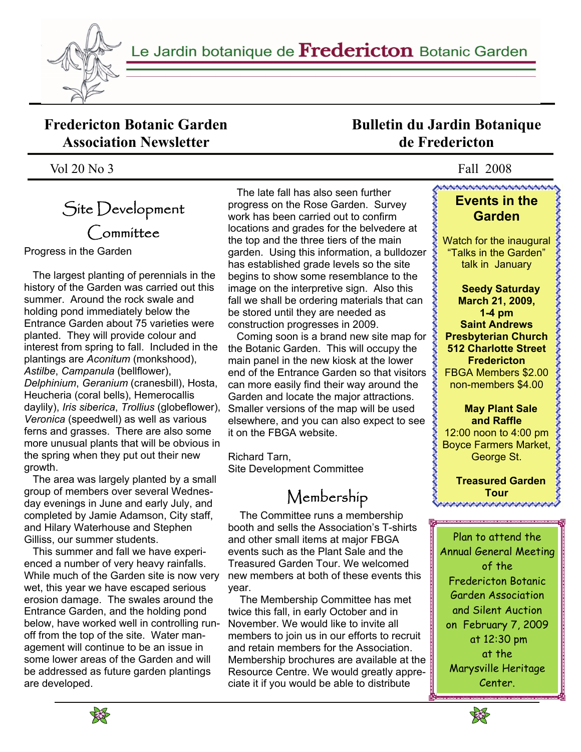Le Jardin botanique de **Fredericton** Botanic Garden

# Fredericton Botanic Garden Association Newsletter

# Bulletin du Jardin Botanique de Fredericton

Vol 20 No 3 — Fall 2008

## Site Development Committee

Progress in the Garden

The largest planting of perennials in the history of the Garden was carried out this summer. Around the rock swale and holding pond immediately below the Entrance Garden about 75 varieties were planted. They will provide colour and interest from spring to fall. Included in the plantings are *Aconitum* (monkshood), *Astilbe*, *Campanula* (bellflower), *Delphinium*, *Geranium* (cranesbill), Hosta, Heucheria (coral bells), Hemerocallis daylily), *Iris siberica*, *Trollius* (globeflower), *Veronica* (speedwell) as well as various ferns and grasses. There are also some more unusual plants that will be obvious in the spring when they put out their new growth.

The area was largely planted by a small group of members over several Wednesday evenings in June and early July, and completed by Jamie Adamson, City staff, and Hilary Waterhouse and Stephen Gilliss, our summer students.

This summer and fall we have experienced a number of very heavy rainfalls. While much of the Garden site is now very wet, this year we have escaped serious erosion damage. The swales around the Entrance Garden, and the holding pond below, have worked well in controlling runoff from the top of the site. Water management will continue to be an issue in some lower areas of the Garden and will be addressed as future garden plantings are developed.

The late fall has also seen further progress on the Rose Garden. Survey work has been carried out to confirm locations and grades for the belvedere at the top and the three tiers of the main garden. Using this information, a bulldozer has established grade levels so the site begins to show some resemblance to the image on the interpretive sign. Also this fall we shall be ordering materials that can be stored until they are needed as construction progresses in 2009.

Coming soon is a brand new site map for the Botanic Garden. This will occupy the main panel in the new kiosk at the lower end of the Entrance Garden so that visitors can more easily find their way around the Garden and locate the major attractions. Smaller versions of the map will be used elsewhere, and you can also expect to see it on the FBGA website.

Richard Tarn,
Site Development Committee

## Membership

The Committee runs a membership booth and sells the Association's T-shirts and other small items at major FBGA events such as the Plant Sale and the Treasured Garden Tour. We welcomed new members at both of these events this year.

The Membership Committee has met twice this fall, in early October and in November. We would like to invite all members to join us in our efforts to recruit and retain members for the Association. Membership brochures are available at the Resource Centre. We would greatly appreciate it if you would be able to distribute

## Events in the Garden

Watch for the inaugural "Talks in the Garden" talk in January

**Seedy Saturday**
**March 21, 2009, 1-4 pm**
**Saint Andrews Presbyterian Church**
**512 Charlotte Street**
**Fredericton**
FBGA Members $2.00
non-members $4.00

**May Plant Sale and Raffle**
12:00 noon to 4:00 pm
Boyce Farmers Market, George St.

**Treasured Garden Tour**

Plan to attend the Annual General Meeting of the Fredericton Botanic Garden Association and Silent Auction on February 7, 2009 at 12:30 pm at the Marysville Heritage Center.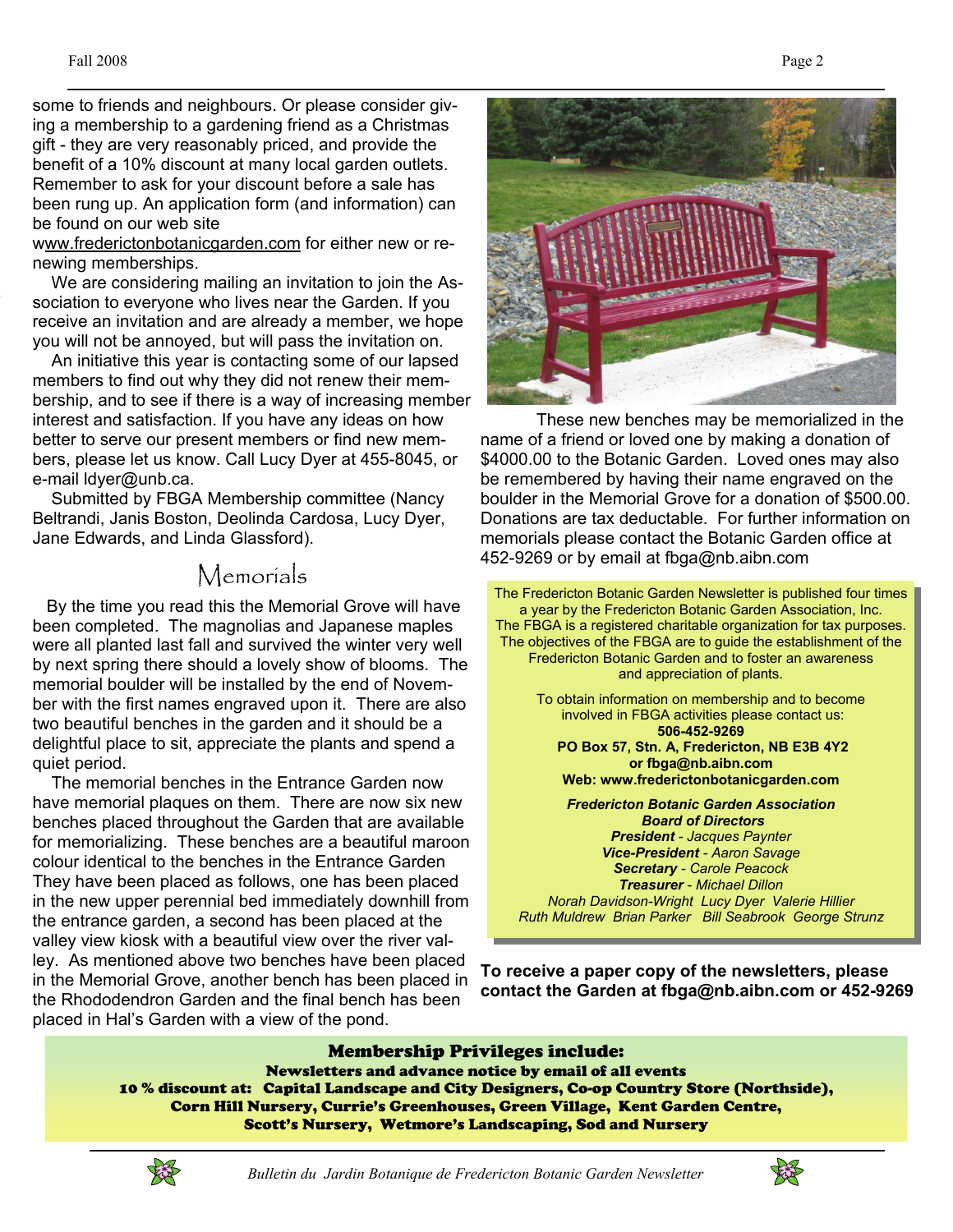some to friends and neighbours. Or please consider giving a membership to a gardening friend as a Christmas gift - they are very reasonably priced, and provide the benefit of a 10% discount at many local garden outlets. Remember to ask for your discount before a sale has been rung up. An application form (and information) can be found on our web site www.frederictonbotanicgarden.com for either new or renewing memberships.

We are considering mailing an invitation to join the Association to everyone who lives near the Garden. If you receive an invitation and are already a member, we hope you will not be annoyed, but will pass the invitation on.

An initiative this year is contacting some of our lapsed members to find out why they did not renew their membership, and to see if there is a way of increasing member interest and satisfaction. If you have any ideas on how better to serve our present members or find new members, please let us know. Call Lucy Dyer at 455-8045, or e-mail ldyer@unb.ca.

Submitted by FBGA Membership committee (Nancy Beltrandi, Janis Boston, Deolinda Cardosa, Lucy Dyer, Jane Edwards, and Linda Glassford).

## Memorials

By the time you read this the Memorial Grove will have been completed. The magnolias and Japanese maples were all planted last fall and survived the winter very well by next spring there should a lovely show of blooms. The memorial boulder will be installed by the end of November with the first names engraved upon it. There are also two beautiful benches in the garden and it should be a delightful place to sit, appreciate the plants and spend a quiet period.

The memorial benches in the Entrance Garden now have memorial plaques on them. There are now six new benches placed throughout the Garden that are available for memorializing. These benches are a beautiful maroon colour identical to the benches in the Entrance Garden They have been placed as follows, one has been placed in the new upper perennial bed immediately downhill from the entrance garden, a second has been placed at the valley view kiosk with a beautiful view over the river valley. As mentioned above two benches have been placed in the Memorial Grove, another bench has been placed in the Rhododendron Garden and the final bench has been placed in Hal's Garden with a view of the pond.

These new benches may be memorialized in the name of a friend or loved one by making a donation of $4000.00 to the Botanic Garden. Loved ones may also be remembered by having their name engraved on the boulder in the Memorial Grove for a donation of $500.00. Donations are tax deductable. For further information on memorials please contact the Botanic Garden office at 452-9269 or by email at fbga@nb.aibn.com

The Fredericton Botanic Garden Newsletter is published four times a year by the Fredericton Botanic Garden Association, Inc. The FBGA is a registered charitable organization for tax purposes. The objectives of the FBGA are to guide the establishment of the Fredericton Botanic Garden and to foster an awareness and appreciation of plants.

To obtain information on membership and to become involved in FBGA activities please contact us:
**506-452-9269**
**PO Box 57, Stn. A, Fredericton, NB E3B 4Y2**
**or fbga@nb.aibn.com**
**Web: www.frederictonbotanicgarden.com**

***Fredericton Botanic Garden Association***
***Board of Directors***
***President*** *- Jacques Paynter*
***Vice-President*** *- Aaron Savage*
***Secretary*** *- Carole Peacock*
***Treasurer*** *- Michael Dillon*
*Norah Davidson-Wright Lucy Dyer Valerie Hillier*
*Ruth Muldrew Brian Parker Bill Seabrook George Strunz*

**To receive a paper copy of the newsletters, please contact the Garden at fbga@nb.aibn.com or 452-9269**

**Membership Privileges include:**
**Newsletters and advance notice by email of all events**
**10 % discount at: Capital Landscape and City Designers, Co-op Country Store (Northside), Corn Hill Nursery, Currie's Greenhouses, Green Village, Kent Garden Centre, Scott's Nursery, Wetmore's Landscaping, Sod and Nursery**